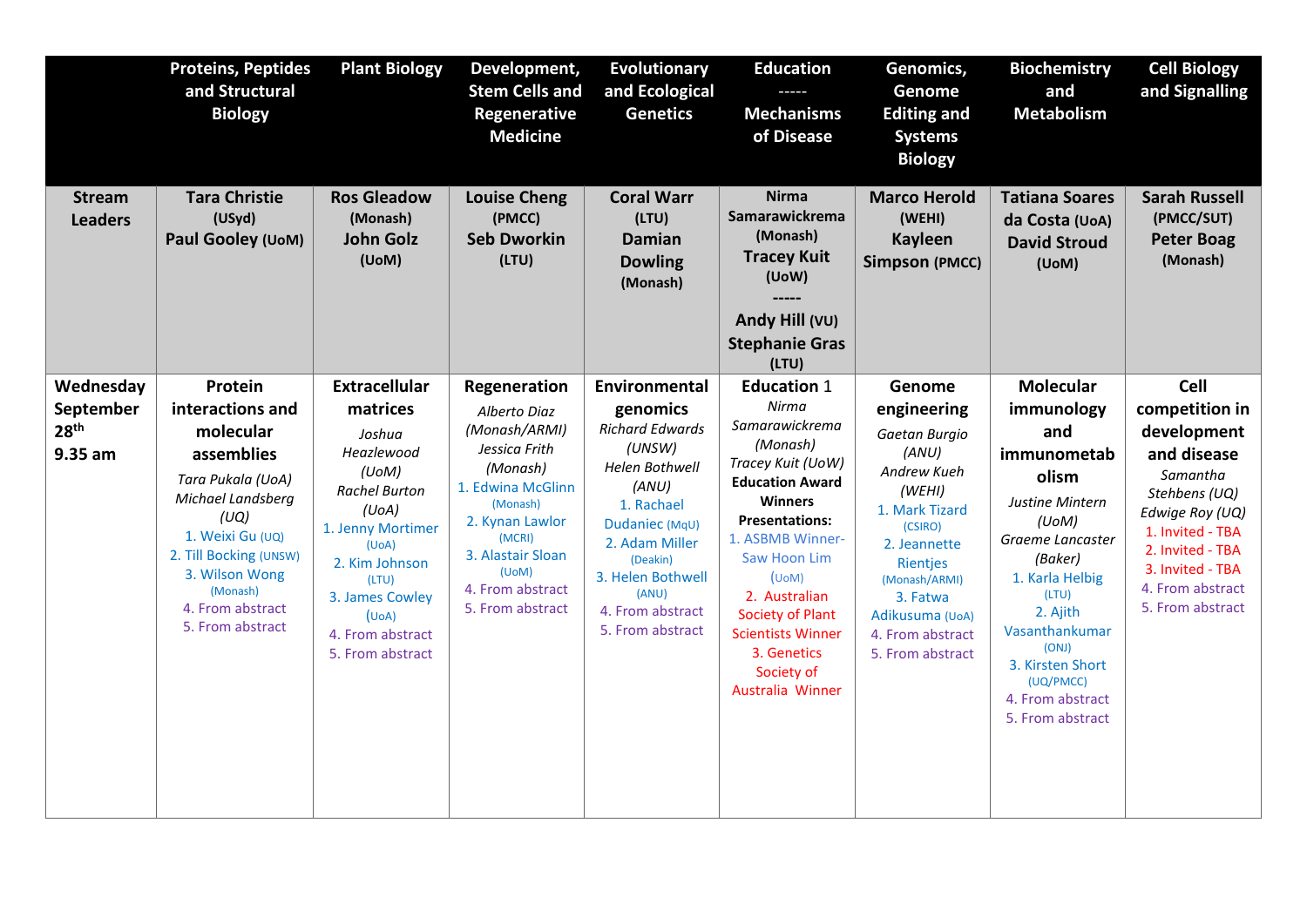| | Proteins, Peptides and Structural Biology | Plant Biology | Development, Stem Cells and Regenerative Medicine | Evolutionary and Ecological Genetics | Education ----- Mechanisms of Disease | Genomics, Genome Editing and Systems Biology | Biochemistry and Metabolism | Cell Biology and Signalling |
|---|---|---|---|---|---|---|---|---|
| **Stream Leaders** | **Tara Christie** (USyd) **Paul Gooley** (UoM) | **Ros Gleadow** (Monash) **John Golz** (UoM) | **Louise Cheng** (PMCC) **Seb Dworkin** (LTU) | **Coral Warr** (LTU) **Damian Dowling** (Monash) | **Nirma Samarawickrema** (Monash) **Tracey Kuit** (UoW) ----- **Andy Hill** (VU) **Stephanie Gras** (LTU) | **Marco Herold** (WEHI) **Kayleen Simpson** (PMCC) | **Tatiana Soares da Costa** (UoA) **David Stroud** (UoM) | **Sarah Russell** (PMCC/SUT) **Peter Boag** (Monash) |
| **Wednesday September 28th 9.35 am** | **Protein interactions and molecular assemblies** *Tara Pukala (UoA)* *Michael Landsberg (UQ)* 1. Weixi Gu (UQ) 2. Till Bocking (UNSW) 3. Wilson Wong (Monash) 4. From abstract 5. From abstract | **Extracellular matrices** *Joshua Heazlewood (UoM)* *Rachel Burton (UoA)* 1. Jenny Mortimer (UoA) 2. Kim Johnson (LTU) 3. James Cowley (UoA) 4. From abstract 5. From abstract | **Regeneration** *Alberto Diaz (Monash/ARMI)* *Jessica Frith (Monash)* 1. Edwina McGlinn (Monash) 2. Kynan Lawlor (MCRI) 3. Alastair Sloan (UoM) 4. From abstract 5. From abstract | **Environmental genomics** *Richard Edwards (UNSW)* *Helen Bothwell (ANU)* 1. Rachael Dudaniec (MqU) 2. Adam Miller (Deakin) 3. Helen Bothwell (ANU) 4. From abstract 5. From abstract | **Education 1** *Nirma Samarawickrema (Monash)* *Tracey Kuit (UoW)* **Education Award Winners Presentations:** 1. ASBMB Winner- Saw Hoon Lim (UoM) 2. Australian Society of Plant Scientists Winner 3. Genetics Society of Australia Winner | **Genome engineering** *Gaetan Burgio (ANU)* *Andrew Kueh (WEHI)* 1. Mark Tizard (CSIRO) 2. Jeannette Rientjes (Monash/ARMI) 3. Fatwa Adikusuma (UoA) 4. From abstract 5. From abstract | **Molecular immunology and immunometabolism** *Justine Mintern (UoM)* *Graeme Lancaster (Baker)* 1. Karla Helbig (LTU) 2. Ajith Vasanthankumar (ONJ) 3. Kirsten Short (UQ/PMCC) 4. From abstract 5. From abstract | **Cell competition in development and disease** *Samantha Stehbens (UQ)* *Edwige Roy (UQ)* 1. Invited - TBA 2. Invited - TBA 3. Invited - TBA 4. From abstract 5. From abstract |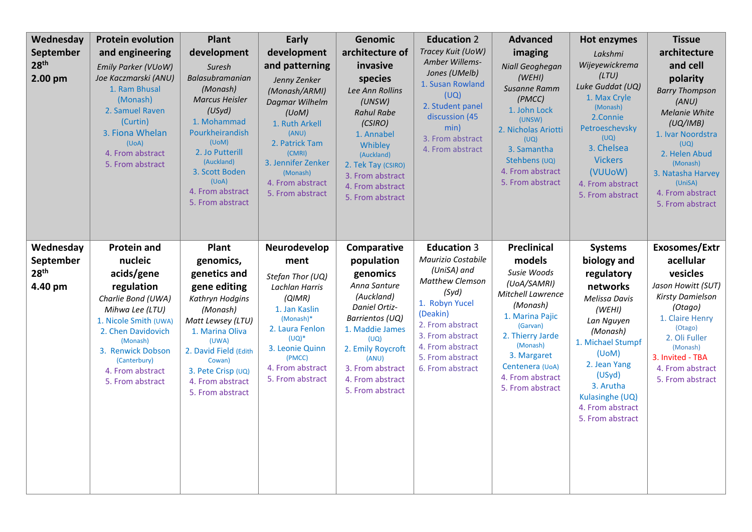| Wednesday September 28th 2.00 pm | Protein evolution and engineering | Plant development | Early development and patterning | Genomic architecture of invasive species | Education 2 | Advanced imaging | Hot enzymes | Tissue architecture and cell polarity |
|---|---|---|---|---|---|---|---|---|
| | *Emily Parker (VUoW)* *Joe Kaczmarski (ANU)* 1. Ram Bhusal (Monash) 2. Samuel Raven (Curtin) 3. Fiona Whelan (UoA) 4. From abstract 5. From abstract | *Suresh Balasubramanian (Monash)* *Marcus Heisler (USyd)* 1. Mohammad Pourkheirandish (UoM) 2. Jo Putterill (Auckland) 3. Scott Boden (UoA) 4. From abstract 5. From abstract | *Jenny Zenker (Monash/ARMI)* *Dagmar Wilhelm (UoM)* 1. Ruth Arkell (ANU) 2. Patrick Tam (CMRI) 3. Jennifer Zenker (Monash) 4. From abstract 5. From abstract | *Lee Ann Rollins (UNSW)* *Rahul Rabe (CSIRO)* 1. Annabel Whibley (Auckland) 2. Tek Tay (CSIRO) 3. From abstract 4. From abstract 5. From abstract | *Tracey Kuit (UoW)* *Amber Willems-Jones (UMelb)* 1. Susan Rowland (UQ) 2. Student panel discussion (45 min) 3. From abstract 4. From abstract | *Niall Geoghegan (WEHI)* *Susanne Ramm (PMCC)* 1. John Lock (UNSW) 2. Nicholas Ariotti (UQ) 3. Samantha Stehbens (UQ) 4. From abstract 5. From abstract | *Lakshmi Wijeyewickrema (LTU)* *Luke Guddat (UQ)* 1. Max Cryle (Monash) 2.Connie Petroeschevsky (UQ) 3. Chelsea Vickers (VUUoW) 4. From abstract 5. From abstract | *Barry Thompson (ANU)* *Melanie White (UQ/IMB)* 1. Ivar Noordstra (UQ) 2. Helen Abud (Monash) 3. Natasha Harvey (UniSA) 4. From abstract 5. From abstract |
| **Wednesday September 28th 4.40 pm** | **Protein and nucleic acids/gene regulation** *Charlie Bond (UWA)* *Mihwa Lee (LTU)* 1. Nicole Smith (UWA) 2. Chen Davidovich (Monash) 3. Renwick Dobson (Canterbury) 4. From abstract 5. From abstract | **Plant genomics, genetics and gene editing** *Kathryn Hodgins (Monash)* *Matt Lewsey (LTU)* 1. Marina Oliva (UWA) 2. David Field (Edith Cowan) 3. Pete Crisp (UQ) 4. From abstract 5. From abstract | **Neurodevelopment** *Stefan Thor (UQ)* *Lachlan Harris (QIMR)* 1. Jan Kaslin (Monash)* 2. Laura Fenlon (UQ)* 3. Leonie Quinn (PMCC) 4. From abstract 5. From abstract | **Comparative population genomics** *Anna Santure (Auckland)* *Daniel Ortiz-Barrientos (UQ)* 1. Maddie James (UQ) 2. Emily Roycroft (ANU) 3. From abstract 4. From abstract 5. From abstract | **Education 3** *Maurizio Costabile (UniSA) and Matthew Clemson (Syd)* 1. Robyn Yucel (Deakin) 2. From abstract 3. From abstract 4. From abstract 5. From abstract 6. From abstract | **Preclinical models** *Susie Woods (UoA/SAMRI)* *Mitchell Lawrence (Monash)* 1. Marina Pajic (Garvan) 2. Thierry Jarde (Monash) 3. Margaret Centenera (UoA) 4. From abstract 5. From abstract | **Systems biology and regulatory networks** *Melissa Davis (WEHI)* *Lan Nguyen (Monash)* 1. Michael Stumpf (UoM) 2. Jean Yang (USyd) 3. Arutha Kulasinghe (UQ) 4. From abstract 5. From abstract | **Exosomes/Extracellular vesicles** *Jason Howitt (SUT)* *Kirsty Damielson (Otago)* 1. Claire Henry (Otago) 2. Oli Fuller (Monash) 3. Invited - TBA 4. From abstract 5. From abstract |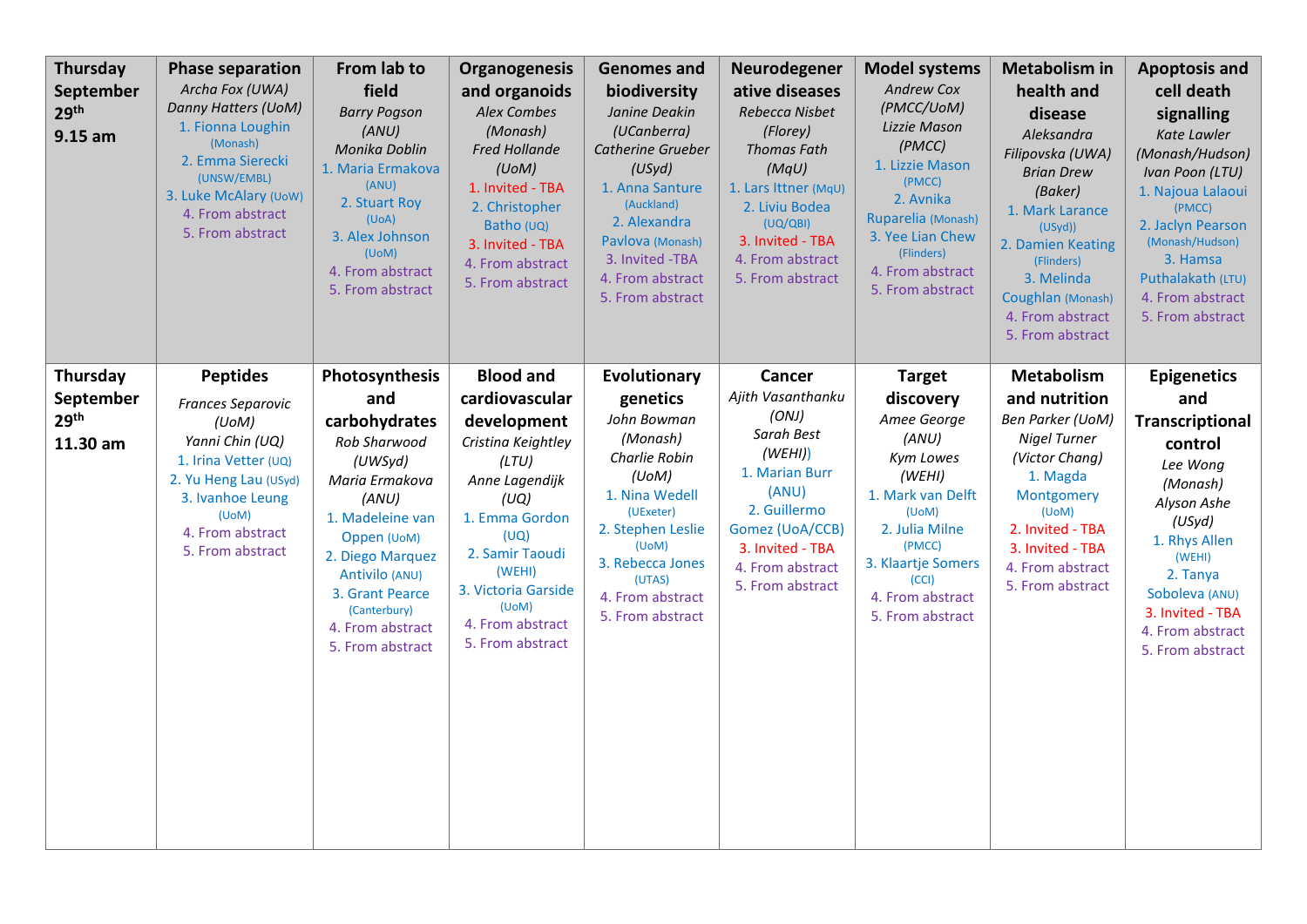| Thursday September 29th 9.15 am | Phase separation | From lab to field | Organogenesis and organoids | Genomes and biodiversity | Neurodegenerative diseases | Model systems | Metabolism in health and disease | Apoptosis and cell death signalling |
|---|---|---|---|---|---|---|---|---|
| | *Archa Fox (UWA)*<br>*Danny Hatters (UoM)*<br>1. Fionna Loughin (Monash)<br>2. Emma Sierecki (UNSW/EMBL)<br>3. Luke McAlary (UoW)<br>4. From abstract<br>5. From abstract | *Barry Pogson (ANU)*<br>*Monika Doblin*<br>1. Maria Ermakova (ANU)<br>2. Stuart Roy (UoA)<br>3. Alex Johnson (UoM)<br>4. From abstract<br>5. From abstract | *Alex Combes (Monash)*<br>*Fred Hollande (UoM)*<br>1. Invited - TBA<br>2. Christopher Batho (UQ)<br>3. Invited - TBA<br>4. From abstract<br>5. From abstract | *Janine Deakin (UCanberra)*<br>*Catherine Grueber (USyd)*<br>1. Anna Santure (Auckland)<br>2. Alexandra Pavlova (Monash)<br>3. Invited -TBA<br>4. From abstract<br>5. From abstract | *Rebecca Nisbet (Florey)*<br>*Thomas Fath (MqU)*<br>1. Lars Ittner (MqU)<br>2. Liviu Bodea (UQ/QBI)<br>3. Invited - TBA<br>4. From abstract<br>5. From abstract | *Andrew Cox (PMCC/UoM)*<br>*Lizzie Mason (PMCC)*<br>1. Lizzie Mason (PMCC)<br>2. Avnika Ruparelia (Monash)<br>3. Yee Lian Chew (Flinders)<br>4. From abstract<br>5. From abstract | *Aleksandra Filipovska (UWA)*<br>*Brian Drew (Baker)*<br>1. Mark Larance (USyd))<br>2. Damien Keating (Flinders)<br>3. Melinda Coughlan (Monash)<br>4. From abstract<br>5. From abstract | *Kate Lawler (Monash/Hudson)*<br>*Ivan Poon (LTU)*<br>1. Najoua Lalaoui (PMCC)<br>2. Jaclyn Pearson (Monash/Hudson)<br>3. Hamsa Puthalakath (LTU)<br>4. From abstract<br>5. From abstract |
| **Thursday September 29th 11.30 am** | **Peptides** | **Photosynthesis and carbohydrates** | **Blood and cardiovascular development** | **Evolutionary genetics** | **Cancer** | **Target discovery** | **Metabolism and nutrition** | **Epigenetics and Transcriptional control** |
| | *Frances Separovic (UoM)*<br>*Yanni Chin (UQ)*<br>1. Irina Vetter (UQ)<br>2. Yu Heng Lau (USyd)<br>3. Ivanhoe Leung (UoM)<br>4. From abstract<br>5. From abstract | *Rob Sharwood (UWSyd)*<br>*Maria Ermakova (ANU)*<br>1. Madeleine van Oppen (UoM)<br>2. Diego Marquez Antivilo (ANU)<br>3. Grant Pearce (Canterbury)<br>4. From abstract<br>5. From abstract | *Cristina Keightley (LTU)*<br>*Anne Lagendijk (UQ)*<br>1. Emma Gordon (UQ)<br>2. Samir Taoudi (WEHI)<br>3. Victoria Garside (UoM)<br>4. From abstract<br>5. From abstract | *John Bowman (Monash)*<br>*Charlie Robin (UoM)*<br>1. Nina Wedell (UExeter)<br>2. Stephen Leslie (UoM)<br>3. Rebecca Jones (UTAS)<br>4. From abstract<br>5. From abstract | *Ajith Vasanthanku (ONJ)*<br>*Sarah Best (WEHI)*)<br>1. Marian Burr (ANU)<br>2. Guillermo Gomez (UoA/CCB)<br>3. Invited - TBA<br>4. From abstract<br>5. From abstract | *Amee George (ANU)*<br>*Kym Lowes (WEHI)*<br>1. Mark van Delft (UoM)<br>2. Julia Milne (PMCC)<br>3. Klaartje Somers (CCI)<br>4. From abstract<br>5. From abstract | *Ben Parker (UoM)*<br>*Nigel Turner (Victor Chang)*<br>1. Magda Montgomery (UoM)<br>2. Invited - TBA<br>3. Invited - TBA<br>4. From abstract<br>5. From abstract | *Lee Wong (Monash)*<br>*Alyson Ashe (USyd)*<br>1. Rhys Allen (WEHI)<br>2. Tanya Soboleva (ANU)<br>3. Invited - TBA<br>4. From abstract<br>5. From abstract |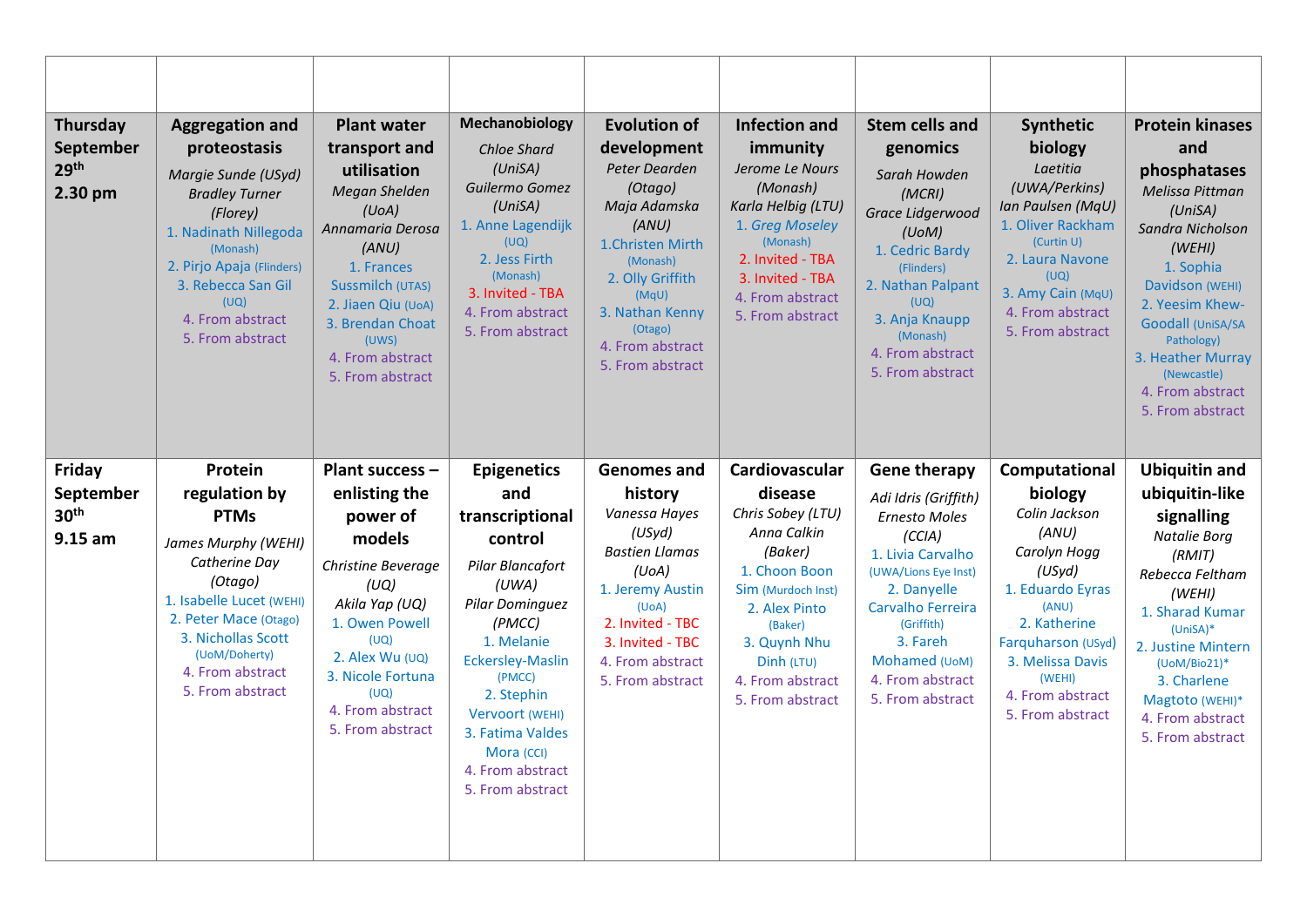| | | | | | | | | |
|---|---|---|---|---|---|---|---|---|
| **Thursday September 29th 2.30 pm** | **Aggregation and proteostasis**<br>*Margie Sunde (USyd)*<br>*Bradley Turner (Florey)*<br>1. Nadinath Nillegoda (Monash)<br>2. Pirjo Apaja (Flinders)<br>3. Rebecca San Gil (UQ)<br>4. From abstract<br>5. From abstract | **Plant water transport and utilisation**<br>*Megan Shelden (UoA)*<br>*Annamaria Derosa (ANU)*<br>1. Frances Sussmilch (UTAS)<br>2. Jiaen Qiu (UoA)<br>3. Brendan Choat (UWS)<br>4. From abstract<br>5. From abstract | **Mechanobiology**<br>*Chloe Shard (UniSA)*<br>*Guillermo Gomez (UniSA)*<br>1. Anne Lagendijk (UQ)<br>2. Jess Firth (Monash)<br>3. Invited - TBA<br>4. From abstract<br>5. From abstract | **Evolution of development**<br>*Peter Dearden (Otago)*<br>*Maja Adamska (ANU)*<br>1.Christen Mirth (Monash)<br>2. Olly Griffith (MqU)<br>3. Nathan Kenny (Otago)<br>4. From abstract<br>5. From abstract | **Infection and immunity**<br>*Jerome Le Nours (Monash)*<br>*Karla Helbig (LTU)*<br>1. *Greg Moseley* (Monash)<br>2. Invited - TBA<br>3. Invited - TBA<br>4. From abstract<br>5. From abstract | **Stem cells and genomics**<br>*Sarah Howden (MCRI)*<br>*Grace Lidgerwood (UoM)*<br>1. Cedric Bardy (Flinders)<br>2. Nathan Palpant (UQ)<br>3. Anja Knaupp (Monash)<br>4. From abstract<br>5. From abstract | **Synthetic biology**<br>*Laetitia (UWA/Perkins)*<br>*Ian Paulsen (MqU)*<br>1. Oliver Rackham (Curtin U)<br>2. Laura Navone (UQ)<br>3. Amy Cain (MqU)<br>4. From abstract<br>5. From abstract | **Protein kinases and phosphatases**<br>*Melissa Pittman (UniSA)*<br>*Sandra Nicholson (WEHI)*<br>1. Sophia Davidson (WEHI)<br>2. Yeesim Khew-Goodall (UniSA/SA Pathology)<br>3. Heather Murray (Newcastle)<br>4. From abstract<br>5. From abstract |
| **Friday September 30th 9.15 am** | **Protein regulation by PTMs**<br>*James Murphy (WEHI)*<br>*Catherine Day (Otago)*<br>1. Isabelle Lucet (WEHI)<br>2. Peter Mace (Otago)<br>3. Nichollas Scott (UoM/Doherty)<br>4. From abstract<br>5. From abstract | **Plant success – enlisting the power of models**<br>*Christine Beverage (UQ)*<br>*Akila Yap (UQ)*<br>1. Owen Powell (UQ)<br>2. Alex Wu (UQ)<br>3. Nicole Fortuna (UQ)<br>4. From abstract<br>5. From abstract | **Epigenetics and transcriptional control**<br>*Pilar Blancafort (UWA)*<br>*Pilar Dominguez (PMCC)*<br>1. Melanie Eckersley-Maslin (PMCC)<br>2. Stephin Vervoort (WEHI)<br>3. Fatima Valdes Mora (CCI)<br>4. From abstract<br>5. From abstract | **Genomes and history**<br>*Vanessa Hayes (USyd)*<br>*Bastien Llamas (UoA)*<br>1. Jeremy Austin (UoA)<br>2. Invited - TBC<br>3. Invited - TBC<br>4. From abstract<br>5. From abstract | **Cardiovascular disease**<br>*Chris Sobey (LTU)*<br>*Anna Calkin (Baker)*<br>1. Choon Boon Sim (Murdoch Inst)<br>2. Alex Pinto (Baker)<br>3. Quynh Nhu Dinh (LTU)<br>4. From abstract<br>5. From abstract | **Gene therapy**<br>*Adi Idris (Griffith)*<br>*Ernesto Moles (CCIA)*<br>1. Livia Carvalho (UWA/Lions Eye Inst)<br>2. Danyelle Carvalho Ferreira (Griffith)<br>3. Fareh Mohamed (UoM)<br>4. From abstract<br>5. From abstract | **Computational biology**<br>*Colin Jackson (ANU)*<br>*Carolyn Hogg (USyd)*<br>1. Eduardo Eyras (ANU)<br>2. Katherine Farquharson (USyd)<br>3. Melissa Davis (WEHI)<br>4. From abstract<br>5. From abstract | **Ubiquitin and ubiquitin-like signalling**<br>*Natalie Borg (RMIT)*<br>*Rebecca Feltham (WEHI)*<br>1. Sharad Kumar (UniSA)*<br>2. Justine Mintern (UoM/Bio21)*<br>3. Charlene Magtoto (WEHI)*<br>4. From abstract<br>5. From abstract |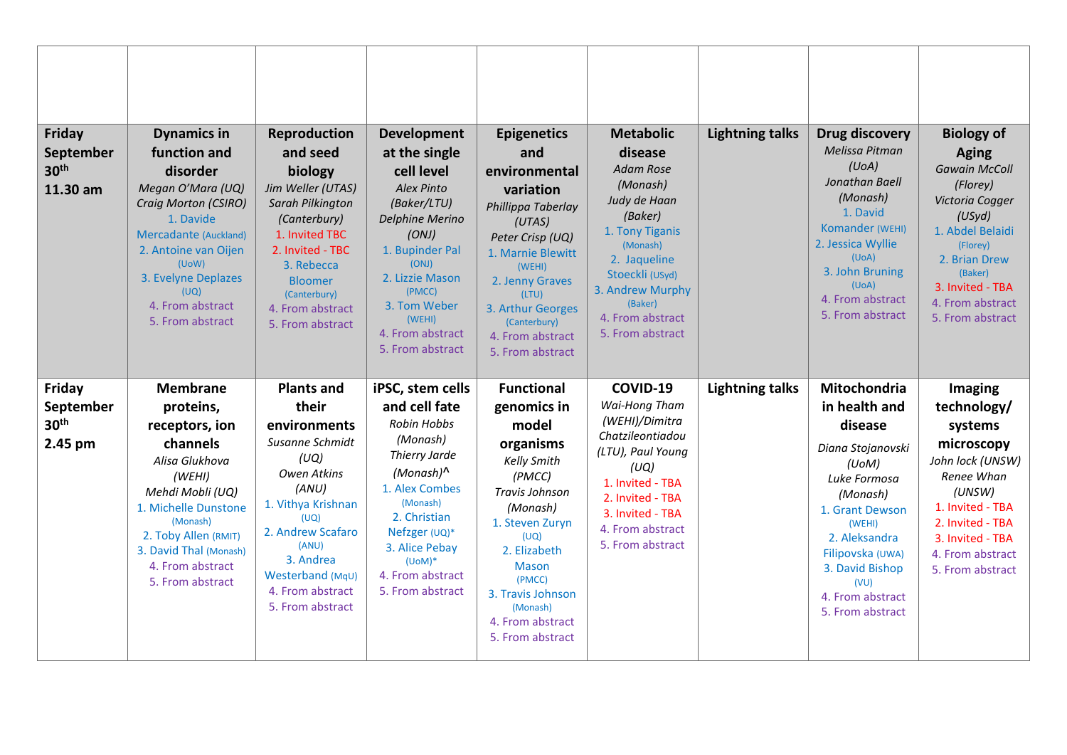| | | | | | | | | |
|---|---|---|---|---|---|---|---|---|
| | | | | | | | | |
| **Friday September 30th 11.30 am** | **Dynamics in function and disorder**<br>*Megan O'Mara (UQ)*<br>*Craig Morton (CSIRO)*<br>1. Davide Mercadante (Auckland)<br>2. Antoine van Oijen (UoW)<br>3. Evelyne Deplazes (UQ)<br>4. From abstract<br>5. From abstract | **Reproduction and seed biology**<br>*Jim Weller (UTAS)*<br>*Sarah Pilkington (Canterbury)*<br>1. Invited TBC<br>2. Invited - TBC<br>3. Rebecca Bloomer (Canterbury)<br>4. From abstract<br>5. From abstract | **Development at the single cell level**<br>*Alex Pinto (Baker/LTU)*<br>*Delphine Merino (ONJ)*<br>1. Bupinder Pal (ONJ)<br>2. Lizzie Mason (PMCC)<br>3. Tom Weber (WEHI)<br>4. From abstract<br>5. From abstract | **Epigenetics and environmental variation**<br>*Phillippa Taberlay (UTAS)*<br>*Peter Crisp (UQ)*<br>1. Marnie Blewitt (WEHI)<br>2. Jenny Graves (LTU)<br>3. Arthur Georges (Canterbury)<br>4. From abstract<br>5. From abstract | **Metabolic disease**<br>*Adam Rose (Monash)*<br>*Judy de Haan (Baker)*<br>1. Tony Tiganis (Monash)<br>2. Jaqueline Stoeckli (USyd)<br>3. Andrew Murphy (Baker)<br>4. From abstract<br>5. From abstract | **Lightning talks** | **Drug discovery**<br>*Melissa Pitman (UoA)*<br>*Jonathan Baell (Monash)*<br>1. David Komander (WEHI)<br>2. Jessica Wyllie (UoA)<br>3. John Bruning (UoA)<br>4. From abstract<br>5. From abstract | **Biology of Aging**<br>*Gawain McColl (Florey)*<br>*Victoria Cogger (USyd)*<br>1. Abdel Belaidi (Florey)<br>2. Brian Drew (Baker)<br>3. Invited - TBA<br>4. From abstract<br>5. From abstract |
| **Friday September 30th 2.45 pm** | **Membrane proteins, receptors, ion channels**<br>*Alisa Glukhova (WEHI)*<br>*Mehdi Mobli (UQ)*<br>1. Michelle Dunstone (Monash)<br>2. Toby Allen (RMIT)<br>3. David Thal (Monash)<br>4. From abstract<br>5. From abstract | **Plants and their environments**<br>*Susanne Schmidt (UQ)*<br>*Owen Atkins (ANU)*<br>1. Vithya Krishnan (UQ)<br>2. Andrew Scafaro (ANU)<br>3. Andrea Westerband (MqU)<br>4. From abstract<br>5. From abstract | **iPSC, stem cells and cell fate**<br>*Robin Hobbs (Monash)*<br>*Thierry Jarde (Monash)^*<br>1. Alex Combes (Monash)<br>2. Christian Nefzger (UQ)*<br>3. Alice Pebay (UoM)*<br>4. From abstract<br>5. From abstract | **Functional genomics in model organisms**<br>*Kelly Smith (PMCC)*<br>*Travis Johnson (Monash)*<br>1. Steven Zuryn (UQ)<br>2. Elizabeth Mason (PMCC)<br>3. Travis Johnson (Monash)<br>4. From abstract<br>5. From abstract | **COVID-19**<br>*Wai-Hong Tham (WEHI)/Dimitra Chatzileontiadou (LTU), Paul Young (UQ)*<br>1. Invited - TBA<br>2. Invited - TBA<br>3. Invited - TBA<br>4. From abstract<br>5. From abstract | **Lightning talks** | **Mitochondria in health and disease**<br>*Diana Stojanovski (UoM)*<br>*Luke Formosa (Monash)*<br>1. Grant Dewson (WEHI)<br>2. Aleksandra Filipovska (UWA)<br>3. David Bishop (VU)<br>4. From abstract<br>5. From abstract | **Imaging technology/ systems microscopy**<br>*John lock (UNSW)*<br>*Renee Whan (UNSW)*<br>1. Invited - TBA<br>2. Invited - TBA<br>3. Invited - TBA<br>4. From abstract<br>5. From abstract |